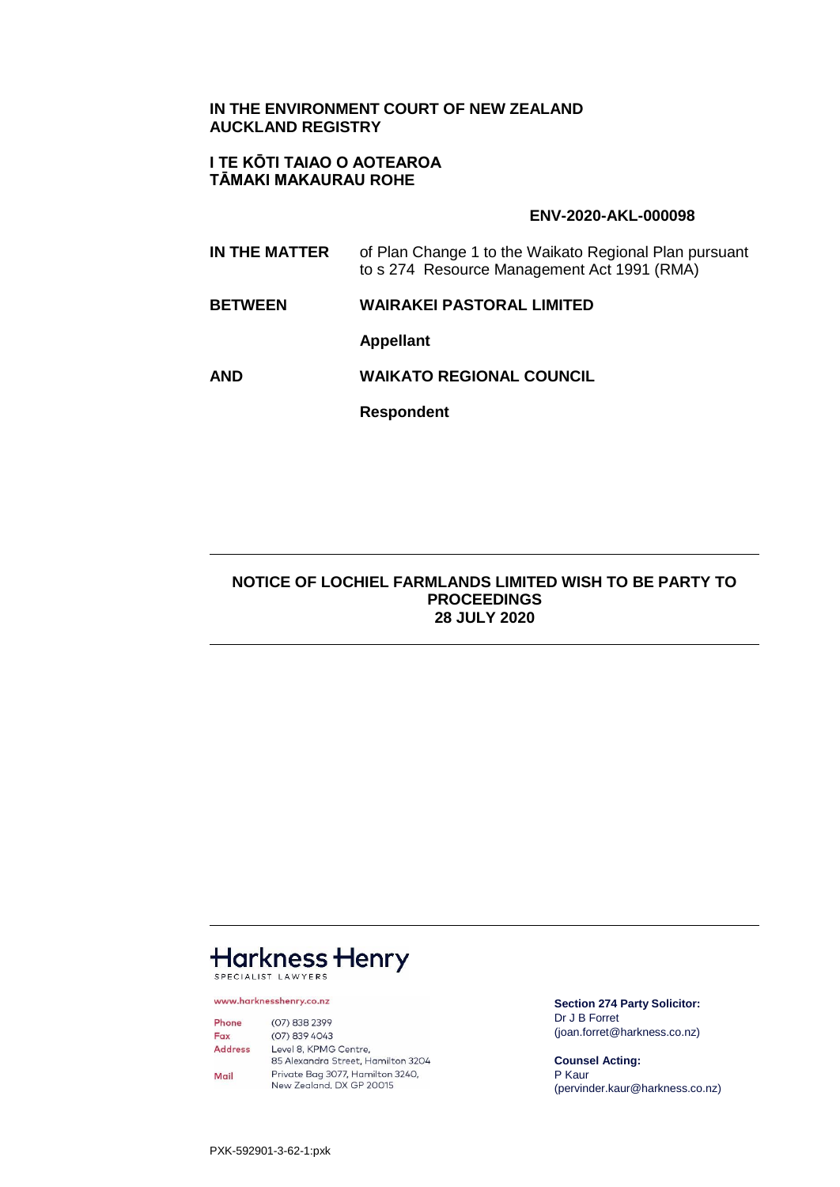**IN THE ENVIRONMENT COURT OF NEW ZEALAND**
**AUCKLAND REGISTRY**

**I TE KŌTI TAIAO O AOTEAROA**
**TĀMAKI MAKAURAU ROHE**

**ENV-2020-AKL-000098**

| | |
|---|---|
| **IN THE MATTER** | of Plan Change 1 to the Waikato Regional Plan pursuant to s 274 Resource Management Act 1991 (RMA) |
| **BETWEEN** | **WAIRAKEI PASTORAL LIMITED** |
| | **Appellant** |
| **AND** | **WAIKATO REGIONAL COUNCIL** |
| | **Respondent** |

---

**NOTICE OF LOCHIEL FARMLANDS LIMITED WISH TO BE PARTY TO PROCEEDINGS**
**28 JULY 2020**

---

Harkness Henry
SPECIALIST LAWYERS

www.harknesshenry.co.nz

| | |
|---|---|
| Phone | (07) 838 2399 |
| Fax | (07) 839 4043 |
| Address | Level 8, KPMG Centre, 85 Alexandra Street, Hamilton 3204 |
| Mail | Private Bag 3077, Hamilton 3240, New Zealand. DX GP 20015 |

**Section 274 Party Solicitor:**
Dr J B Forret
(joan.forret@harkness.co.nz)

**Counsel Acting:**
P Kaur
(pervinder.kaur@harkness.co.nz)

PXK-592901-3-62-1:pxk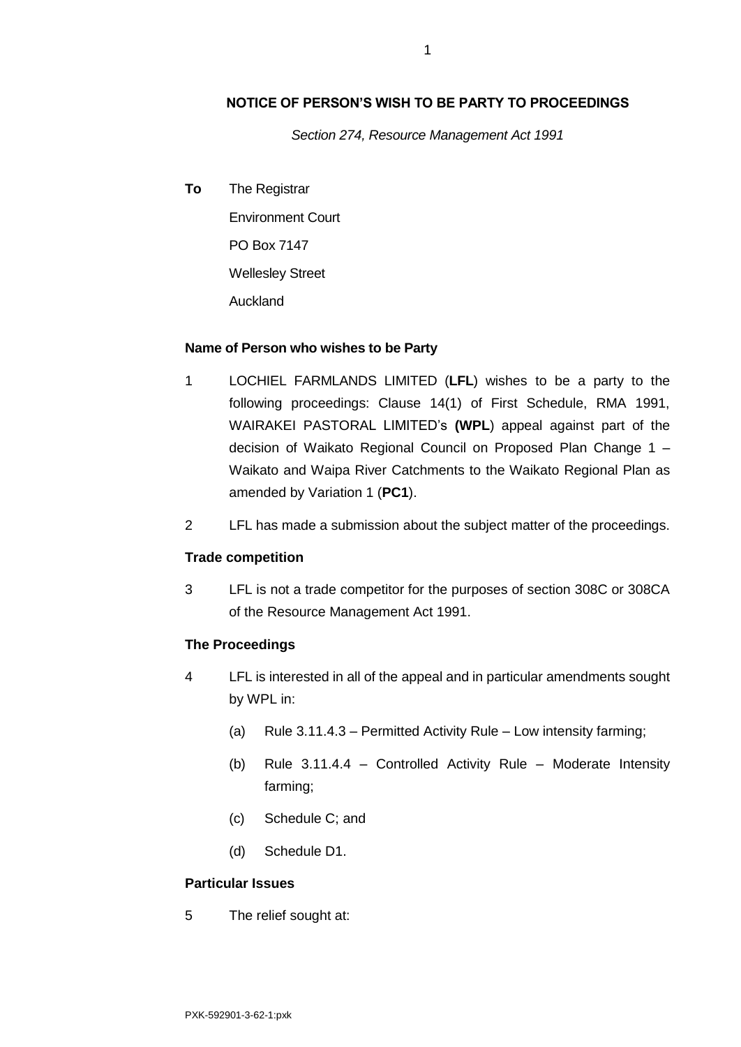**NOTICE OF PERSON'S WISH TO BE PARTY TO PROCEEDINGS**

*Section 274, Resource Management Act 1991*

**To** The Registrar
Environment Court
PO Box 7147
Wellesley Street
Auckland

**Name of Person who wishes to be Party**

1 LOCHIEL FARMLANDS LIMITED (**LFL**) wishes to be a party to the following proceedings: Clause 14(1) of First Schedule, RMA 1991, WAIRAKEI PASTORAL LIMITED's **(WPL**) appeal against part of the decision of Waikato Regional Council on Proposed Plan Change 1 – Waikato and Waipa River Catchments to the Waikato Regional Plan as amended by Variation 1 (**PC1**).

2 LFL has made a submission about the subject matter of the proceedings.

**Trade competition**

3 LFL is not a trade competitor for the purposes of section 308C or 308CA of the Resource Management Act 1991.

**The Proceedings**

4 LFL is interested in all of the appeal and in particular amendments sought by WPL in:

(a) Rule 3.11.4.3 – Permitted Activity Rule – Low intensity farming;

(b) Rule 3.11.4.4 – Controlled Activity Rule – Moderate Intensity farming;

(c) Schedule C; and

(d) Schedule D1.

**Particular Issues**

5 The relief sought at: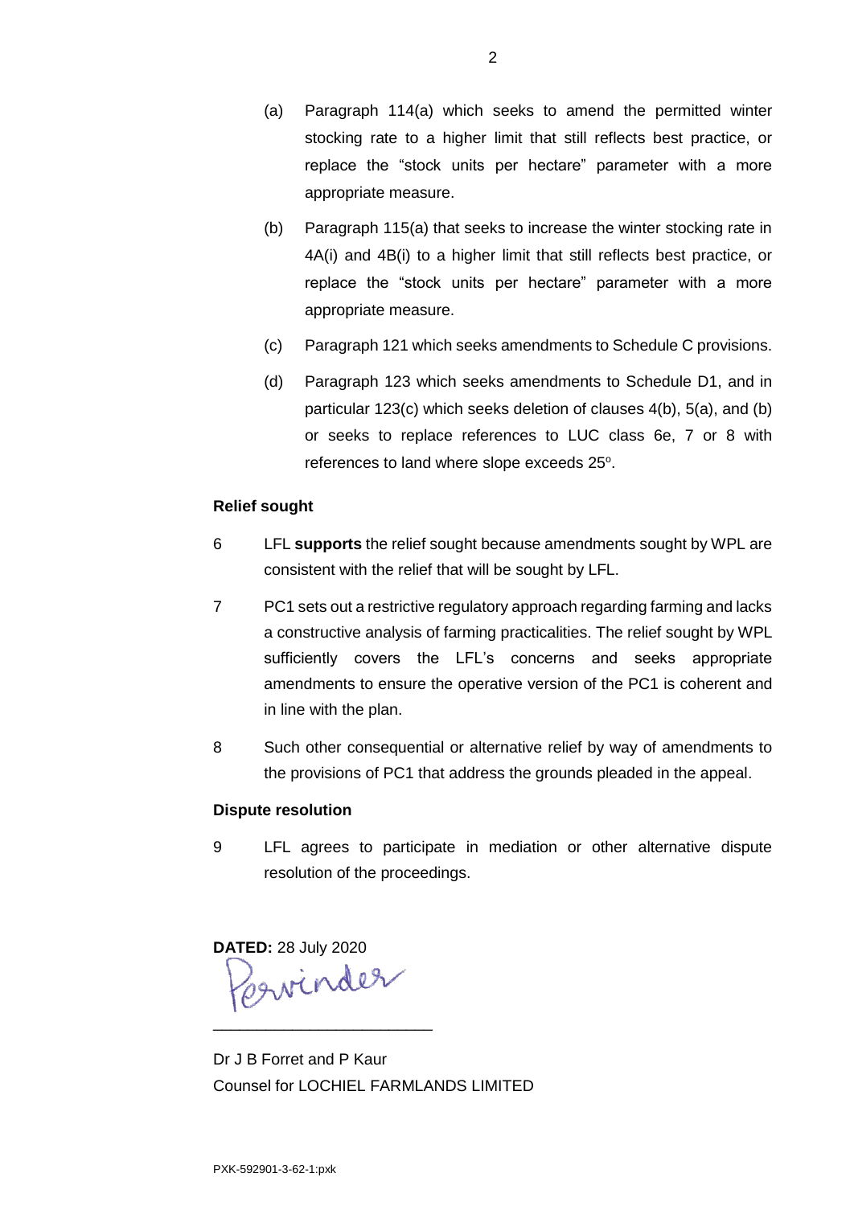(a) Paragraph 114(a) which seeks to amend the permitted winter stocking rate to a higher limit that still reflects best practice, or replace the "stock units per hectare" parameter with a more appropriate measure.

(b) Paragraph 115(a) that seeks to increase the winter stocking rate in 4A(i) and 4B(i) to a higher limit that still reflects best practice, or replace the "stock units per hectare" parameter with a more appropriate measure.

(c) Paragraph 121 which seeks amendments to Schedule C provisions.

(d) Paragraph 123 which seeks amendments to Schedule D1, and in particular 123(c) which seeks deletion of clauses 4(b), 5(a), and (b) or seeks to replace references to LUC class 6e, 7 or 8 with references to land where slope exceeds 25°.

**Relief sought**

6 LFL **supports** the relief sought because amendments sought by WPL are consistent with the relief that will be sought by LFL.

7 PC1 sets out a restrictive regulatory approach regarding farming and lacks a constructive analysis of farming practicalities. The relief sought by WPL sufficiently covers the LFL's concerns and seeks appropriate amendments to ensure the operative version of the PC1 is coherent and in line with the plan.

8 Such other consequential or alternative relief by way of amendments to the provisions of PC1 that address the grounds pleaded in the appeal.

**Dispute resolution**

9 LFL agrees to participate in mediation or other alternative dispute resolution of the proceedings.

**DATED:** 28 July 2020

Parvinder

\_\_\_\_\_\_\_\_\_\_\_\_\_\_\_\_\_\_\_\_\_\_\_\_\_

Dr J B Forret and P Kaur
Counsel for LOCHIEL FARMLANDS LIMITED

PXK-592901-3-62-1:pxk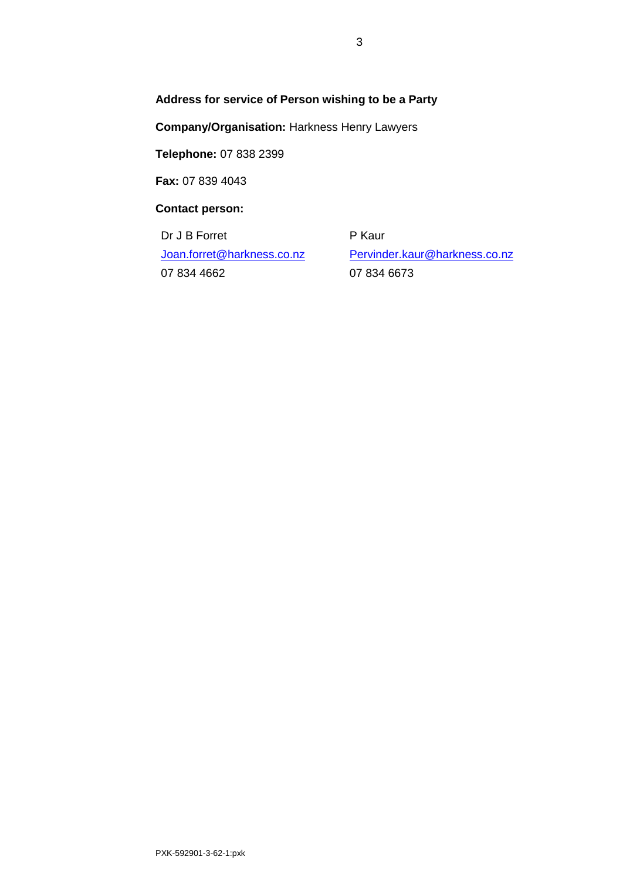**Address for service of Person wishing to be a Party**

**Company/Organisation:** Harkness Henry Lawyers

**Telephone:** 07 838 2399

**Fax:** 07 839 4043

**Contact person:**

| Dr J B Forret | P Kaur |
|---|---|
| Joan.forret@harkness.co.nz | Pervinder.kaur@harkness.co.nz |
| 07 834 4662 | 07 834 6673 |

PXK-592901-3-62-1:pxk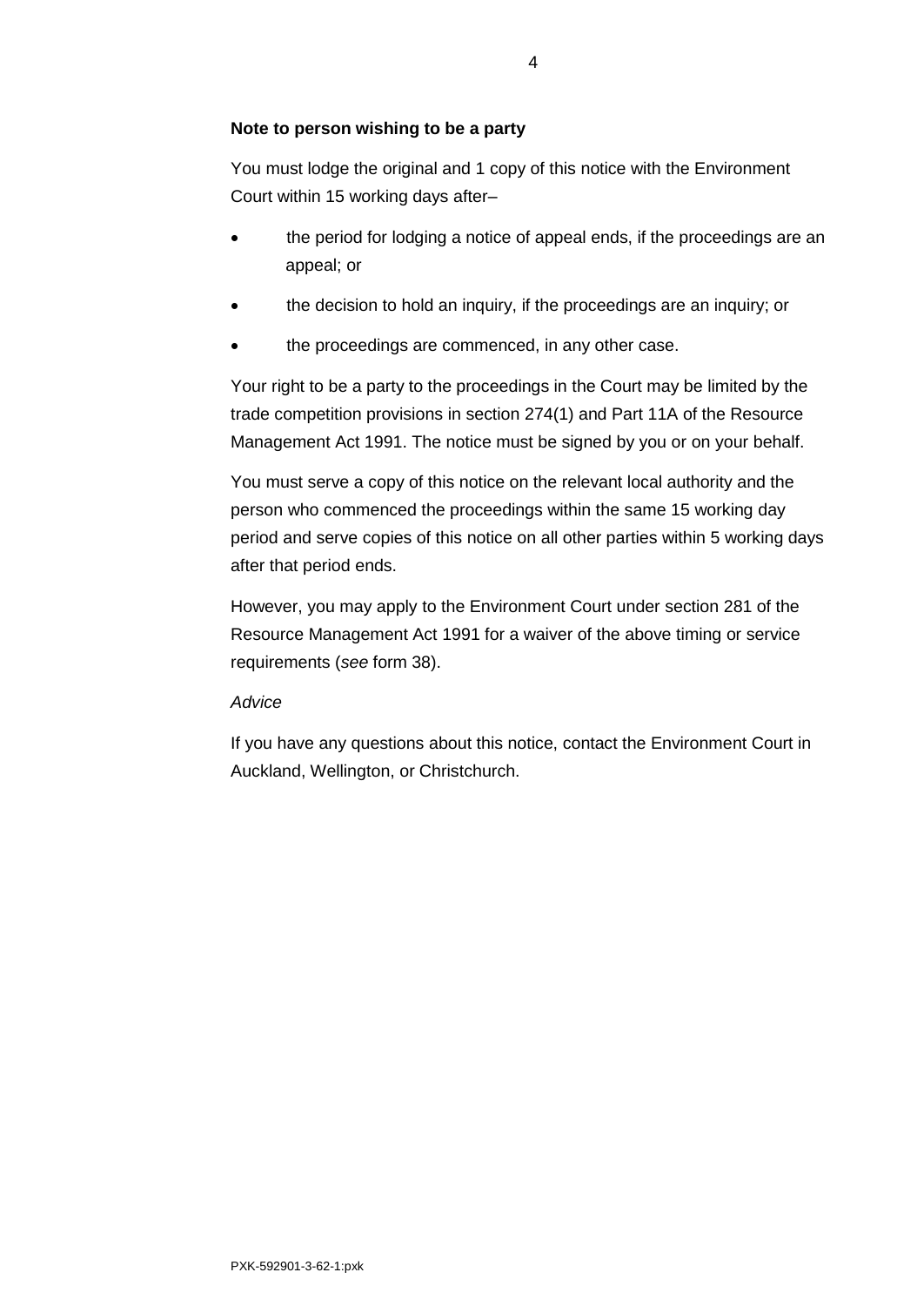**Note to person wishing to be a party**

You must lodge the original and 1 copy of this notice with the Environment Court within 15 working days after–

- the period for lodging a notice of appeal ends, if the proceedings are an appeal; or
- the decision to hold an inquiry, if the proceedings are an inquiry; or
- the proceedings are commenced, in any other case.

Your right to be a party to the proceedings in the Court may be limited by the trade competition provisions in section 274(1) and Part 11A of the Resource Management Act 1991. The notice must be signed by you or on your behalf.

You must serve a copy of this notice on the relevant local authority and the person who commenced the proceedings within the same 15 working day period and serve copies of this notice on all other parties within 5 working days after that period ends.

However, you may apply to the Environment Court under section 281 of the Resource Management Act 1991 for a waiver of the above timing or service requirements (*see* form 38).

*Advice*

If you have any questions about this notice, contact the Environment Court in Auckland, Wellington, or Christchurch.

PXK-592901-3-62-1:pxk